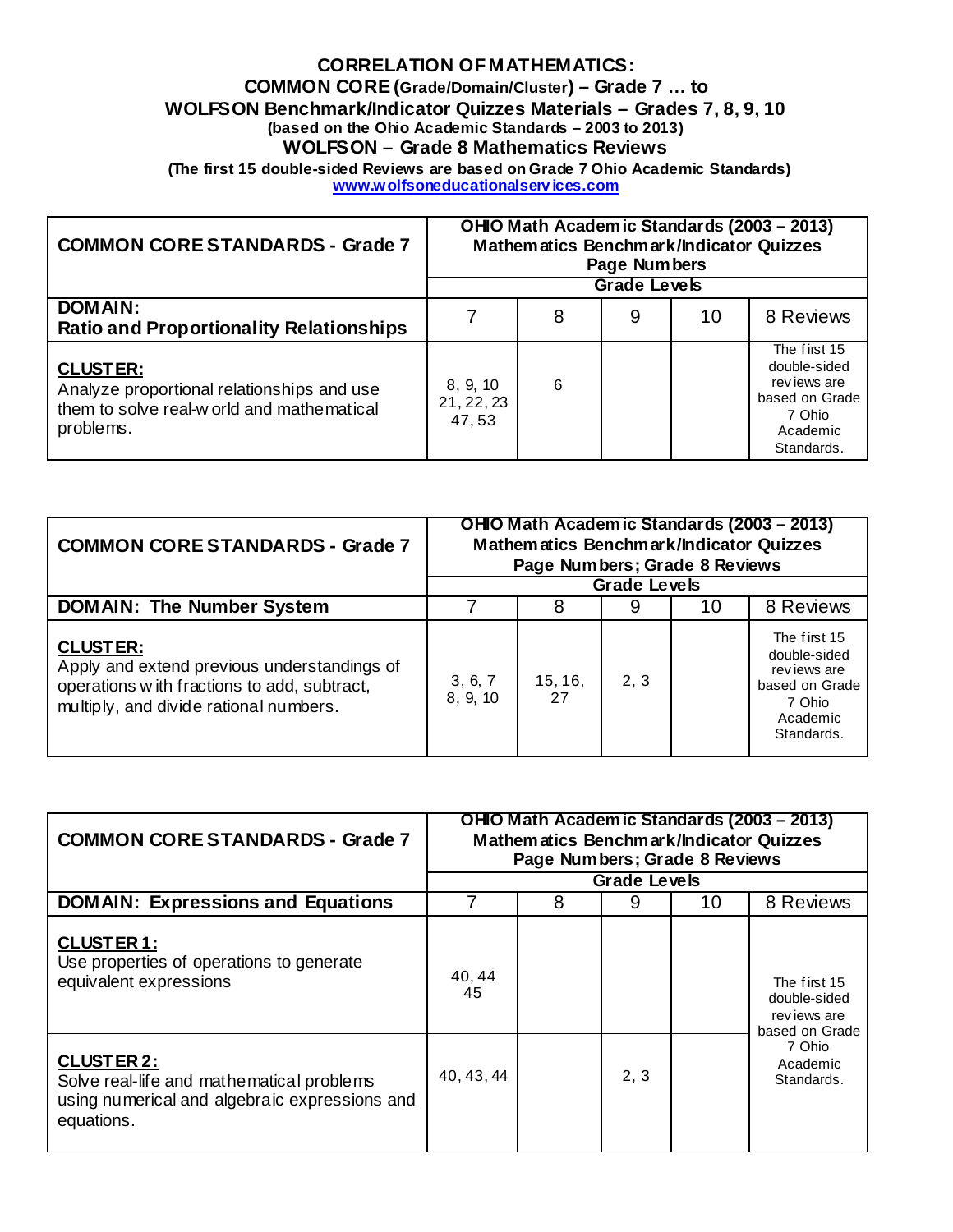# CORRELATION OF MATHEMATICS:
## COMMON CORE (Grade/Domain/Cluster) – Grade 7 … to
## WOLFSON Benchmark/Indicator Quizzes Materials – Grades 7, 8, 9, 10
### (based on the Ohio Academic Standards – 2003 to 2013)
## WOLFSON – Grade 8 Mathematics Reviews
### (The first 15 double-sided Reviews are based on Grade 7 Ohio Academic Standards)

www.wolfsoneducationalservices.com

| COMMON CORE STANDARDS - Grade 7 | OHIO Math Academic Standards (2003 – 2013) Mathematics Benchmark/Indicator Quizzes Page Numbers | | | | |
|---|---|---|---|---|---|
| | Grade Levels | | | | |
| **DOMAIN: Ratio and Proportionality Relationships** | 7 | 8 | 9 | 10 | 8 Reviews |
| **CLUSTER:** Analyze proportional relationships and use them to solve real-world and mathematical problems. | 8, 9, 10 21, 22, 23 47, 53 | 6 | | | The first 15 double-sided reviews are based on Grade 7 Ohio Academic Standards. |

| COMMON CORE STANDARDS - Grade 7 | OHIO Math Academic Standards (2003 – 2013) Mathematics Benchmark/Indicator Quizzes Page Numbers; Grade 8 Reviews | | | | |
|---|---|---|---|---|---|
| | Grade Levels | | | | |
| **DOMAIN: The Number System** | 7 | 8 | 9 | 10 | 8 Reviews |
| **CLUSTER:** Apply and extend previous understandings of operations with fractions to add, subtract, multiply, and divide rational numbers. | 3, 6, 7 8, 9, 10 | 15, 16, 27 | 2, 3 | | The first 15 double-sided reviews are based on Grade 7 Ohio Academic Standards. |

| COMMON CORE STANDARDS - Grade 7 | OHIO Math Academic Standards (2003 – 2013) Mathematics Benchmark/Indicator Quizzes Page Numbers; Grade 8 Reviews | | | | |
|---|---|---|---|---|---|
| | Grade Levels | | | | |
| **DOMAIN: Expressions and Equations** | 7 | 8 | 9 | 10 | 8 Reviews |
| **CLUSTER 1:** Use properties of operations to generate equivalent expressions | 40, 44 45 | | | | The first 15 double-sided reviews are based on Grade 7 Ohio Academic Standards. |
| **CLUSTER 2:** Solve real-life and mathematical problems using numerical and algebraic expressions and equations. | 40, 43, 44 | | 2, 3 | | |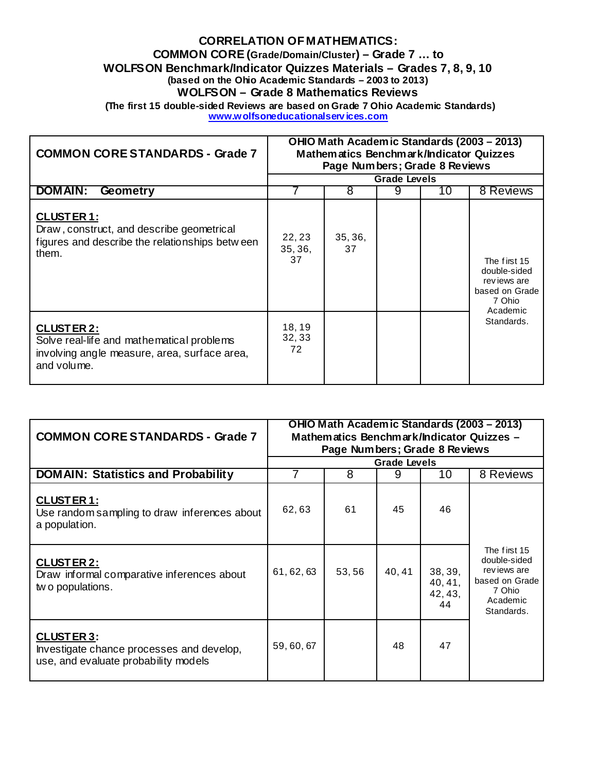**CORRELATION OF MATHEMATICS:**
**COMMON CORE (Grade/Domain/Cluster) – Grade 7 … to**
**WOLFSON Benchmark/Indicator Quizzes Materials – Grades 7, 8, 9, 10**
**(based on the Ohio Academic Standards – 2003 to 2013)**
**WOLFSON – Grade 8 Mathematics Reviews**
**(The first 15 double-sided Reviews are based on Grade 7 Ohio Academic Standards)**
www.wolfsoneducationalservices.com

| COMMON CORE STANDARDS - Grade 7 | OHIO Math Academic Standards (2003 – 2013) Mathematics Benchmark/Indicator Quizzes Page Numbers; Grade 8 Reviews | | | | |
|---|---|---|---|---|---|
| | Grade Levels | | | | |
| **DOMAIN: Geometry** | 7 | 8 | 9 | 10 | 8 Reviews |
| **CLUSTER 1:** Draw, construct, and describe geometrical figures and describe the relationships between them. | 22, 23 35, 36, 37 | 35, 36, 37 | | | The first 15 double-sided reviews are based on Grade 7 Ohio Academic Standards. |
| **CLUSTER 2:** Solve real-life and mathematical problems involving angle measure, area, surface area, and volume. | 18, 19 32, 33 72 | | | | |

| COMMON CORE STANDARDS - Grade 7 | OHIO Math Academic Standards (2003 – 2013) Mathematics Benchmark/Indicator Quizzes – Page Numbers; Grade 8 Reviews | | | | |
|---|---|---|---|---|---|
| | Grade Levels | | | | |
| **DOMAIN: Statistics and Probability** | 7 | 8 | 9 | 10 | 8 Reviews |
| **CLUSTER 1:** Use random sampling to draw inferences about a population. | 62, 63 | 61 | 45 | 46 | The first 15 double-sided reviews are based on Grade 7 Ohio Academic Standards. |
| **CLUSTER 2:** Draw informal comparative inferences about two populations. | 61, 62, 63 | 53, 56 | 40, 41 | 38, 39, 40, 41, 42, 43, 44 | |
| **CLUSTER 3:** Investigate chance processes and develop, use, and evaluate probability models | 59, 60, 67 | | 48 | 47 | |